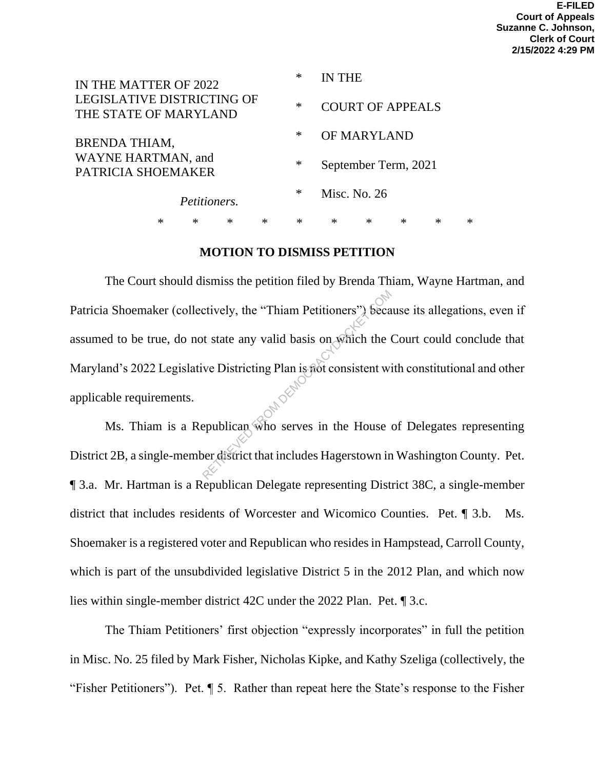**E-FILED**
**Court of Appeals**
**Suzanne C. Johnson,**
**Clerk of Court**
**2/15/2022 4:29 PM**

| | | |
|---|---|---|
| IN THE MATTER OF 2022 LEGISLATIVE DISTRICTING OF THE STATE OF MARYLAND | * | IN THE |
| | * | COURT OF APPEALS |
| BRENDA THIAM, WAYNE HARTMAN, and PATRICIA SHOEMAKER | * | OF MARYLAND |
| | * | September Term, 2021 |
| *Petitioners.* | * | Misc. No. 26 |

\* \* \* \* \* \* \* \* \* \*

## MOTION TO DISMISS PETITION

The Court should dismiss the petition filed by Brenda Thiam, Wayne Hartman, and Patricia Shoemaker (collectively, the "Thiam Petitioners") because its allegations, even if assumed to be true, do not state any valid basis on which the Court could conclude that Maryland's 2022 Legislative Districting Plan is not consistent with constitutional and other applicable requirements.

Ms. Thiam is a Republican who serves in the House of Delegates representing District 2B, a single-member district that includes Hagerstown in Washington County. Pet. ¶ 3.a. Mr. Hartman is a Republican Delegate representing District 38C, a single-member district that includes residents of Worcester and Wicomico Counties. Pet. ¶ 3.b. Ms. Shoemaker is a registered voter and Republican who resides in Hampstead, Carroll County, which is part of the unsubdivided legislative District 5 in the 2012 Plan, and which now lies within single-member district 42C under the 2022 Plan. Pet. ¶ 3.c.

The Thiam Petitioners' first objection "expressly incorporates" in full the petition in Misc. No. 25 filed by Mark Fisher, Nicholas Kipke, and Kathy Szeliga (collectively, the "Fisher Petitioners"). Pet. ¶ 5. Rather than repeat here the State's response to the Fisher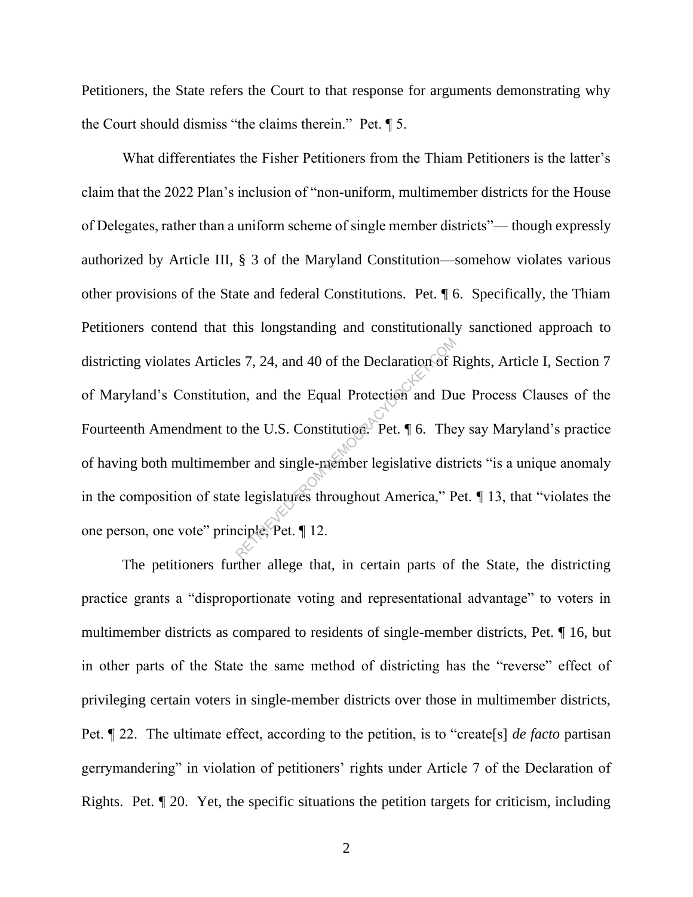Petitioners, the State refers the Court to that response for arguments demonstrating why the Court should dismiss "the claims therein." Pet. ¶ 5.

What differentiates the Fisher Petitioners from the Thiam Petitioners is the latter's claim that the 2022 Plan's inclusion of "non-uniform, multimember districts for the House of Delegates, rather than a uniform scheme of single member districts"— though expressly authorized by Article III, § 3 of the Maryland Constitution—somehow violates various other provisions of the State and federal Constitutions. Pet. ¶ 6. Specifically, the Thiam Petitioners contend that this longstanding and constitutionally sanctioned approach to districting violates Articles 7, 24, and 40 of the Declaration of Rights, Article I, Section 7 of Maryland's Constitution, and the Equal Protection and Due Process Clauses of the Fourteenth Amendment to the U.S. Constitution. Pet. ¶ 6. They say Maryland's practice of having both multimember and single-member legislative districts "is a unique anomaly in the composition of state legislatures throughout America," Pet. ¶ 13, that "violates the one person, one vote" principle, Pet. ¶ 12.

The petitioners further allege that, in certain parts of the State, the districting practice grants a "disproportionate voting and representational advantage" to voters in multimember districts as compared to residents of single-member districts, Pet. ¶ 16, but in other parts of the State the same method of districting has the "reverse" effect of privileging certain voters in single-member districts over those in multimember districts, Pet. ¶ 22. The ultimate effect, according to the petition, is to "create[s] *de facto* partisan gerrymandering" in violation of petitioners' rights under Article 7 of the Declaration of Rights. Pet. ¶ 20. Yet, the specific situations the petition targets for criticism, including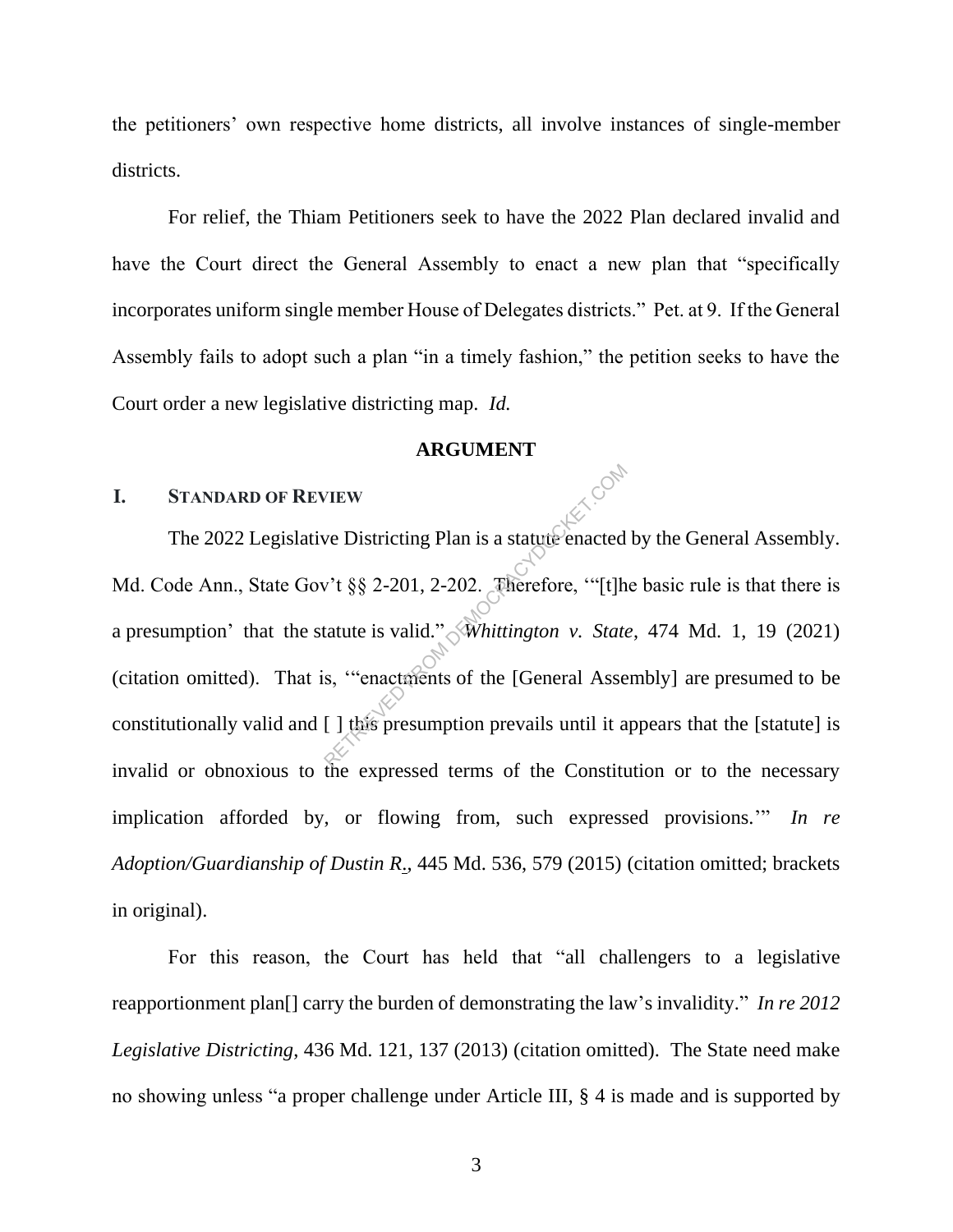the petitioners' own respective home districts, all involve instances of single-member districts.

For relief, the Thiam Petitioners seek to have the 2022 Plan declared invalid and have the Court direct the General Assembly to enact a new plan that "specifically incorporates uniform single member House of Delegates districts." Pet. at 9. If the General Assembly fails to adopt such a plan "in a timely fashion," the petition seeks to have the Court order a new legislative districting map. *Id.*

## ARGUMENT

### I. STANDARD OF REVIEW

The 2022 Legislative Districting Plan is a statute enacted by the General Assembly. Md. Code Ann., State Gov't §§ 2-201, 2-202. Therefore, '"[t]he basic rule is that there is a presumption' that the statute is valid." *Whittington v. State*, 474 Md. 1, 19 (2021) (citation omitted). That is, '"enactments of the [General Assembly] are presumed to be constitutionally valid and [ ] this presumption prevails until it appears that the [statute] is invalid or obnoxious to the expressed terms of the Constitution or to the necessary implication afforded by, or flowing from, such expressed provisions.'" *In re Adoption/Guardianship of Dustin R.*, 445 Md. 536, 579 (2015) (citation omitted; brackets in original).

For this reason, the Court has held that "all challengers to a legislative reapportionment plan[] carry the burden of demonstrating the law's invalidity." *In re 2012 Legislative Districting*, 436 Md. 121, 137 (2013) (citation omitted). The State need make no showing unless "a proper challenge under Article III, § 4 is made and is supported by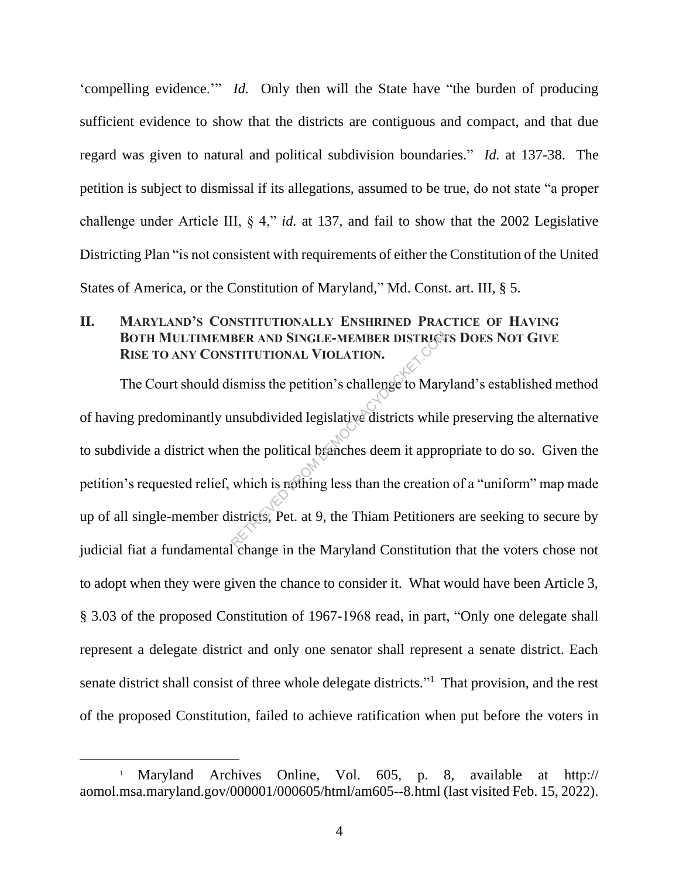'compelling evidence.'" *Id.* Only then will the State have "the burden of producing sufficient evidence to show that the districts are contiguous and compact, and that due regard was given to natural and political subdivision boundaries." *Id.* at 137-38. The petition is subject to dismissal if its allegations, assumed to be true, do not state "a proper challenge under Article III, § 4," *id.* at 137, and fail to show that the 2002 Legislative Districting Plan "is not consistent with requirements of either the Constitution of the United States of America, or the Constitution of Maryland," Md. Const. art. III, § 5.

## II. Maryland's Constitutionally Enshrined Practice of Having Both Multimember and Single-member districts Does Not Give Rise to any Constitutional Violation.

The Court should dismiss the petition's challenge to Maryland's established method of having predominantly unsubdivided legislative districts while preserving the alternative to subdivide a district when the political branches deem it appropriate to do so. Given the petition's requested relief, which is nothing less than the creation of a "uniform" map made up of all single-member districts, Pet. at 9, the Thiam Petitioners are seeking to secure by judicial fiat a fundamental change in the Maryland Constitution that the voters chose not to adopt when they were given the chance to consider it. What would have been Article 3, § 3.03 of the proposed Constitution of 1967-1968 read, in part, "Only one delegate shall represent a delegate district and only one senator shall represent a senate district. Each senate district shall consist of three whole delegate districts."[1] That provision, and the rest of the proposed Constitution, failed to achieve ratification when put before the voters in

[1] Maryland Archives Online, Vol. 605, p. 8, available at http://aomol.msa.maryland.gov/000001/000605/html/am605--8.html (last visited Feb. 15, 2022).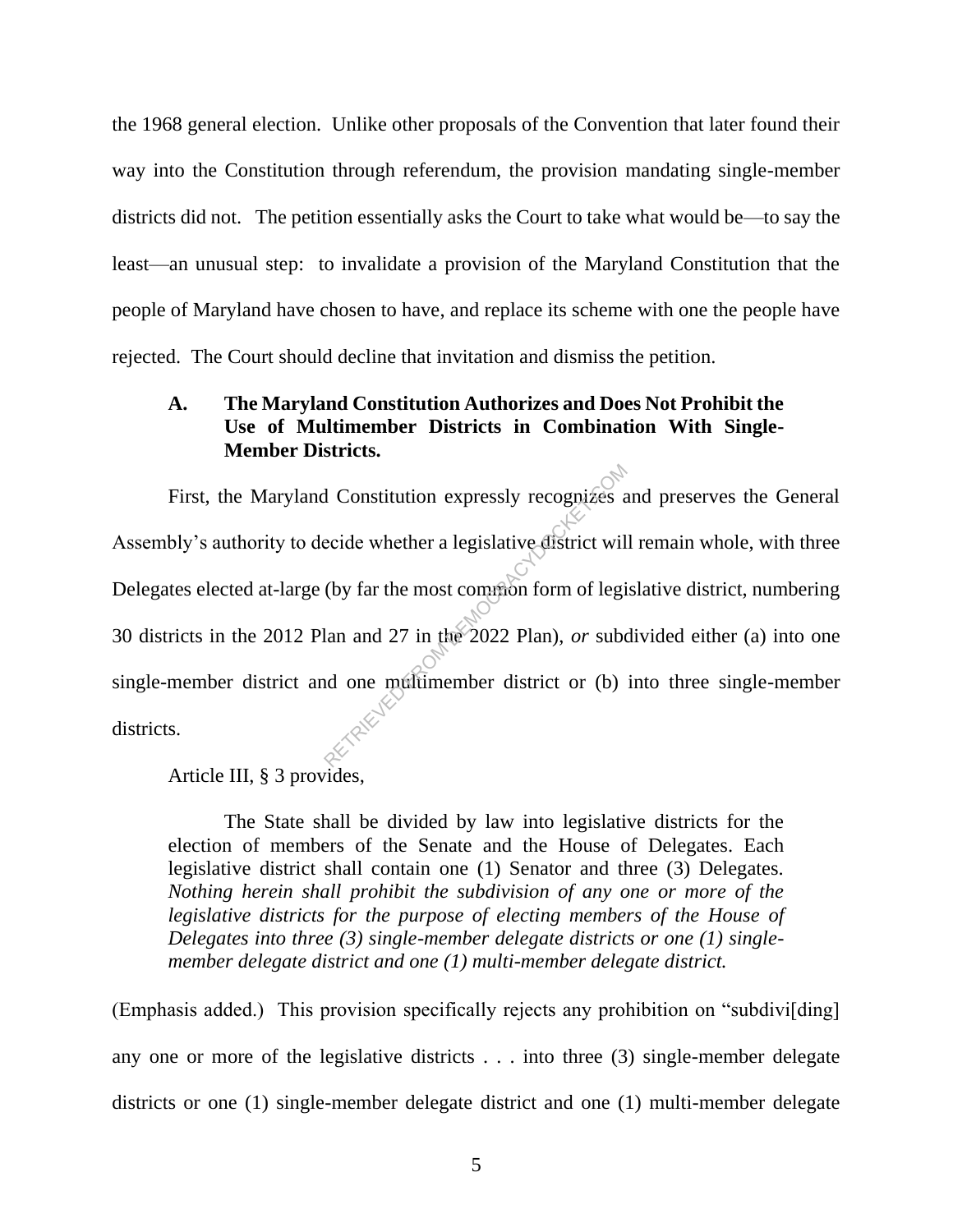the 1968 general election. Unlike other proposals of the Convention that later found their way into the Constitution through referendum, the provision mandating single-member districts did not. The petition essentially asks the Court to take what would be—to say the least—an unusual step: to invalidate a provision of the Maryland Constitution that the people of Maryland have chosen to have, and replace its scheme with one the people have rejected. The Court should decline that invitation and dismiss the petition.

### A. The Maryland Constitution Authorizes and Does Not Prohibit the Use of Multimember Districts in Combination With Single-Member Districts.

First, the Maryland Constitution expressly recognizes and preserves the General Assembly's authority to decide whether a legislative district will remain whole, with three Delegates elected at-large (by far the most common form of legislative district, numbering 30 districts in the 2012 Plan and 27 in the 2022 Plan), *or* subdivided either (a) into one single-member district and one multimember district or (b) into three single-member districts.

Article III, § 3 provides,

> The State shall be divided by law into legislative districts for the election of members of the Senate and the House of Delegates. Each legislative district shall contain one (1) Senator and three (3) Delegates. *Nothing herein shall prohibit the subdivision of any one or more of the legislative districts for the purpose of electing members of the House of Delegates into three (3) single-member delegate districts or one (1) single-member delegate district and one (1) multi-member delegate district.*

(Emphasis added.) This provision specifically rejects any prohibition on "subdivi[ding] any one or more of the legislative districts . . . into three (3) single-member delegate districts or one (1) single-member delegate district and one (1) multi-member delegate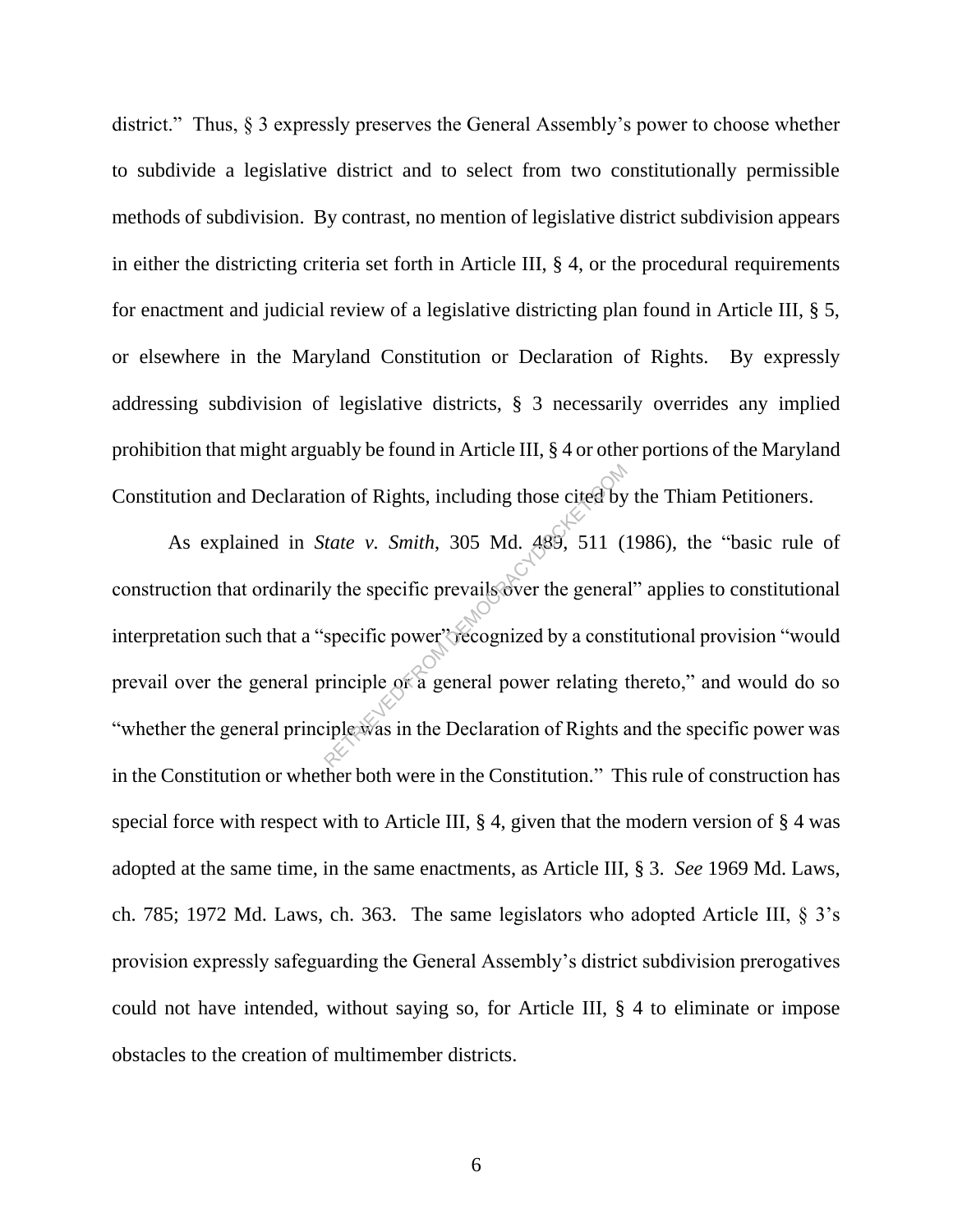district." Thus, § 3 expressly preserves the General Assembly's power to choose whether to subdivide a legislative district and to select from two constitutionally permissible methods of subdivision. By contrast, no mention of legislative district subdivision appears in either the districting criteria set forth in Article III, § 4, or the procedural requirements for enactment and judicial review of a legislative districting plan found in Article III, § 5, or elsewhere in the Maryland Constitution or Declaration of Rights. By expressly addressing subdivision of legislative districts, § 3 necessarily overrides any implied prohibition that might arguably be found in Article III, § 4 or other portions of the Maryland Constitution and Declaration of Rights, including those cited by the Thiam Petitioners.

As explained in *State v. Smith*, 305 Md. 489, 511 (1986), the "basic rule of construction that ordinarily the specific prevails over the general" applies to constitutional interpretation such that a "specific power" recognized by a constitutional provision "would prevail over the general principle or a general power relating thereto," and would do so "whether the general principle was in the Declaration of Rights and the specific power was in the Constitution or whether both were in the Constitution." This rule of construction has special force with respect with to Article III, § 4, given that the modern version of § 4 was adopted at the same time, in the same enactments, as Article III, § 3. *See* 1969 Md. Laws, ch. 785; 1972 Md. Laws, ch. 363. The same legislators who adopted Article III, § 3's provision expressly safeguarding the General Assembly's district subdivision prerogatives could not have intended, without saying so, for Article III, § 4 to eliminate or impose obstacles to the creation of multimember districts.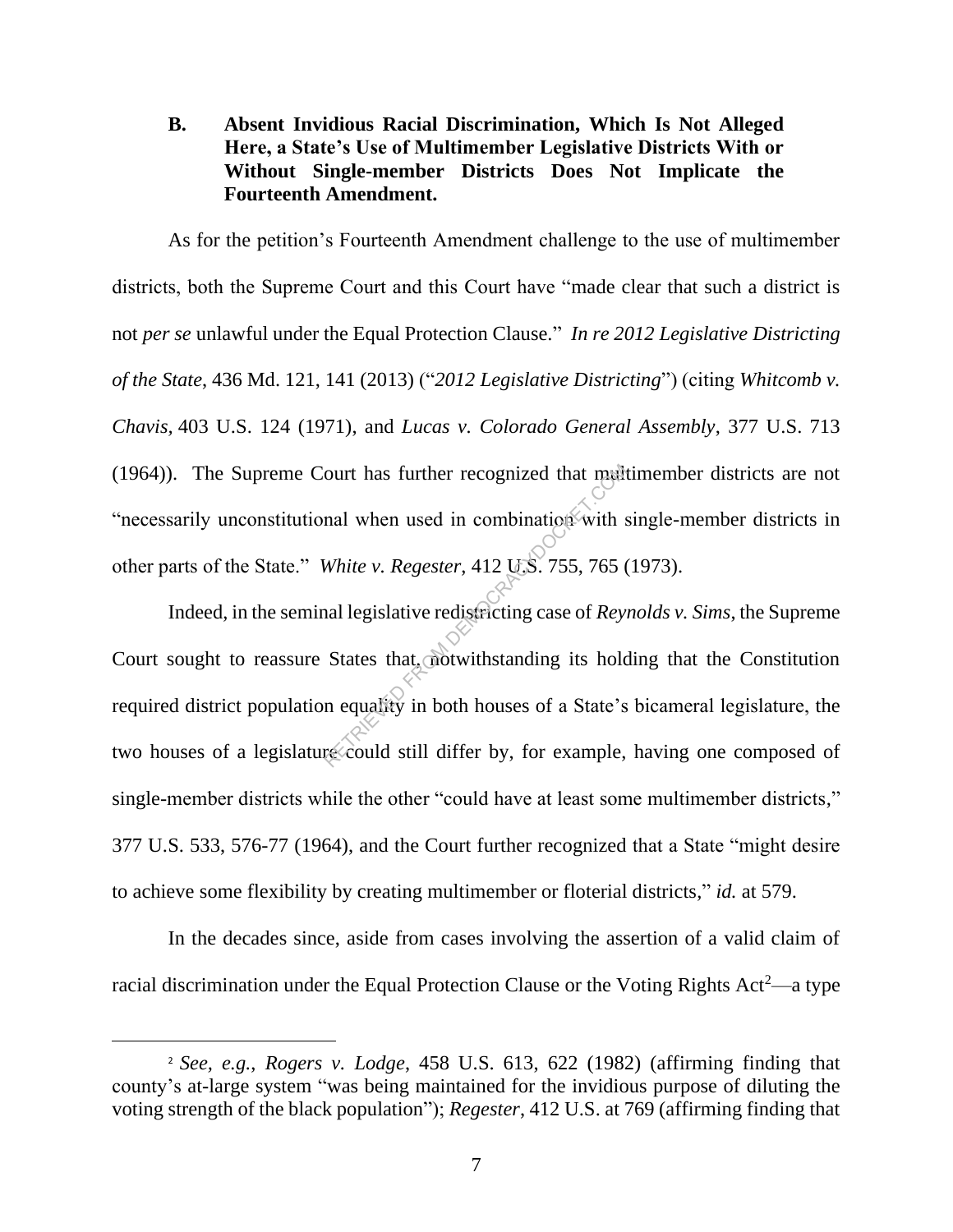### B. Absent Invidious Racial Discrimination, Which Is Not Alleged Here, a State's Use of Multimember Legislative Districts With or Without Single-member Districts Does Not Implicate the Fourteenth Amendment.

As for the petition's Fourteenth Amendment challenge to the use of multimember districts, both the Supreme Court and this Court have "made clear that such a district is not *per se* unlawful under the Equal Protection Clause." *In re 2012 Legislative Districting of the State*, 436 Md. 121, 141 (2013) ("*2012 Legislative Districting*") (citing *Whitcomb v. Chavis*, 403 U.S. 124 (1971), and *Lucas v. Colorado General Assembly*, 377 U.S. 713 (1964)). The Supreme Court has further recognized that multimember districts are not "necessarily unconstitutional when used in combination with single-member districts in other parts of the State." *White v. Regester*, 412 U.S. 755, 765 (1973).

Indeed, in the seminal legislative redistricting case of *Reynolds v. Sims*, the Supreme Court sought to reassure States that, notwithstanding its holding that the Constitution required district population equality in both houses of a State's bicameral legislature, the two houses of a legislature could still differ by, for example, having one composed of single-member districts while the other "could have at least some multimember districts," 377 U.S. 533, 576-77 (1964), and the Court further recognized that a State "might desire to achieve some flexibility by creating multimember or floterial districts," *id.* at 579.

In the decades since, aside from cases involving the assertion of a valid claim of racial discrimination under the Equal Protection Clause or the Voting Rights Act[2]—a type

[2] *See, e.g.*, *Rogers v. Lodge*, 458 U.S. 613, 622 (1982) (affirming finding that county's at-large system "was being maintained for the invidious purpose of diluting the voting strength of the black population"); *Regester*, 412 U.S. at 769 (affirming finding that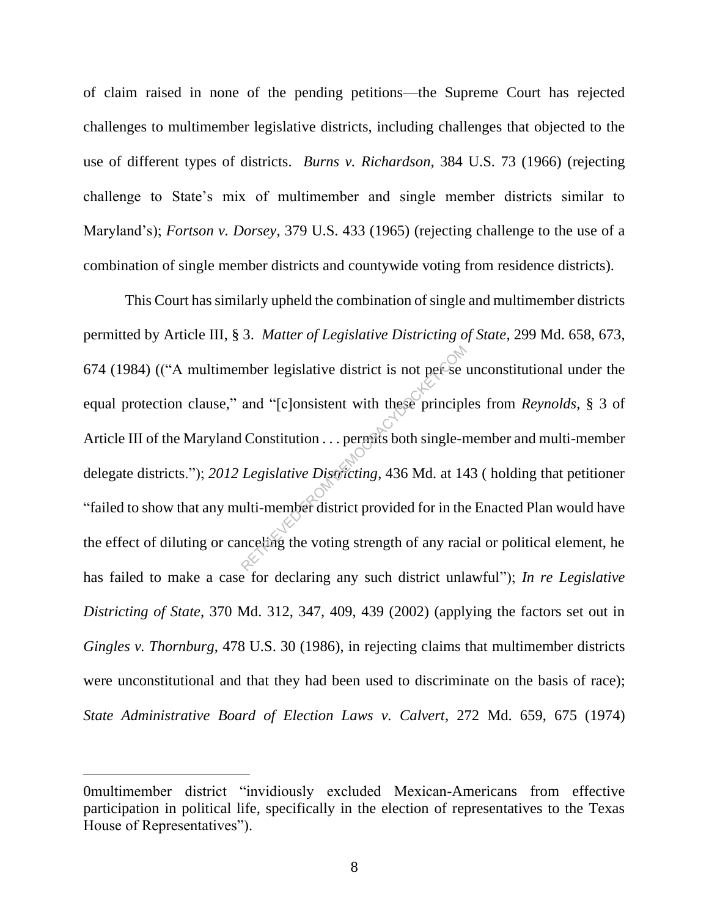of claim raised in none of the pending petitions—the Supreme Court has rejected challenges to multimember legislative districts, including challenges that objected to the use of different types of districts. *Burns v. Richardson*, 384 U.S. 73 (1966) (rejecting challenge to State's mix of multimember and single member districts similar to Maryland's); *Fortson v. Dorsey*, 379 U.S. 433 (1965) (rejecting challenge to the use of a combination of single member districts and countywide voting from residence districts).

This Court has similarly upheld the combination of single and multimember districts permitted by Article III, § 3. *Matter of Legislative Districting of State*, 299 Md. 658, 673, 674 (1984) ((“A multimember legislative district is not per se unconstitutional under the equal protection clause,” and “[c]onsistent with these principles from *Reynolds*, § 3 of Article III of the Maryland Constitution . . . permits both single-member and multi-member delegate districts.”); *2012 Legislative Districting*, 436 Md. at 143 ( holding that petitioner “failed to show that any multi-member district provided for in the Enacted Plan would have the effect of diluting or canceling the voting strength of any racial or political element, he has failed to make a case for declaring any such district unlawful”); *In re Legislative Districting of State*, 370 Md. 312, 347, 409, 439 (2002) (applying the factors set out in *Gingles v. Thornburg*, 478 U.S. 30 (1986), in rejecting claims that multimember districts were unconstitutional and that they had been used to discriminate on the basis of race); *State Administrative Board of Election Laws v. Calvert*, 272 Md. 659, 675 (1974)

---

0multimember district “invidiously excluded Mexican-Americans from effective participation in political life, specifically in the election of representatives to the Texas House of Representatives”).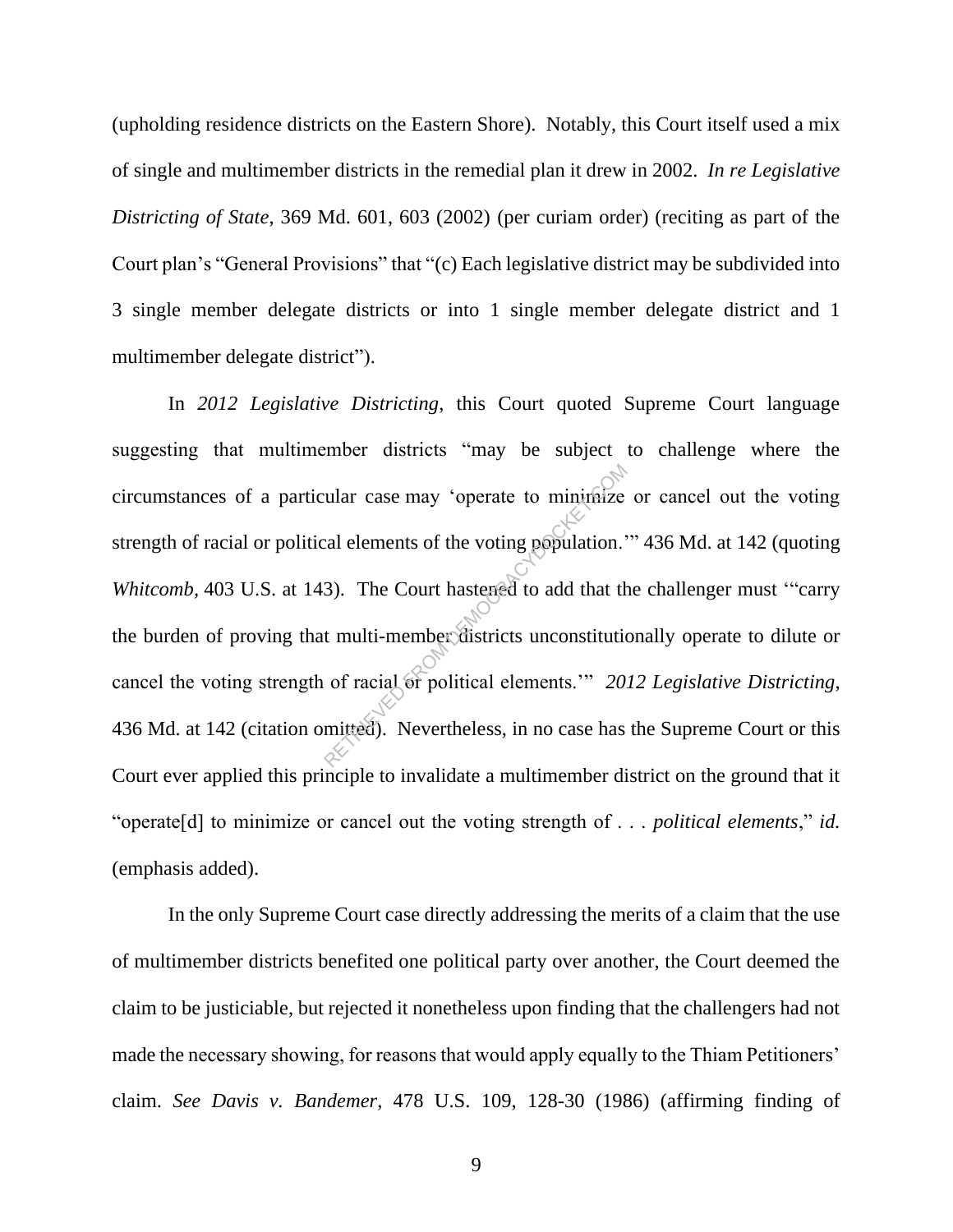(upholding residence districts on the Eastern Shore). Notably, this Court itself used a mix of single and multimember districts in the remedial plan it drew in 2002. *In re Legislative Districting of State*, 369 Md. 601, 603 (2002) (per curiam order) (reciting as part of the Court plan's "General Provisions" that "(c) Each legislative district may be subdivided into 3 single member delegate districts or into 1 single member delegate district and 1 multimember delegate district").

In *2012 Legislative Districting*, this Court quoted Supreme Court language suggesting that multimember districts "may be subject to challenge where the circumstances of a particular case may 'operate to minimize or cancel out the voting strength of racial or political elements of the voting population.'" 436 Md. at 142 (quoting *Whitcomb*, 403 U.S. at 143). The Court hastened to add that the challenger must '"carry the burden of proving that multi-member districts unconstitutionally operate to dilute or cancel the voting strength of racial or political elements.'" *2012 Legislative Districting*, 436 Md. at 142 (citation omitted). Nevertheless, in no case has the Supreme Court or this Court ever applied this principle to invalidate a multimember district on the ground that it "operate[d] to minimize or cancel out the voting strength of . . . *political elements*," *id.* (emphasis added).

In the only Supreme Court case directly addressing the merits of a claim that the use of multimember districts benefited one political party over another, the Court deemed the claim to be justiciable, but rejected it nonetheless upon finding that the challengers had not made the necessary showing, for reasons that would apply equally to the Thiam Petitioners' claim. *See Davis v. Bandemer*, 478 U.S. 109, 128-30 (1986) (affirming finding of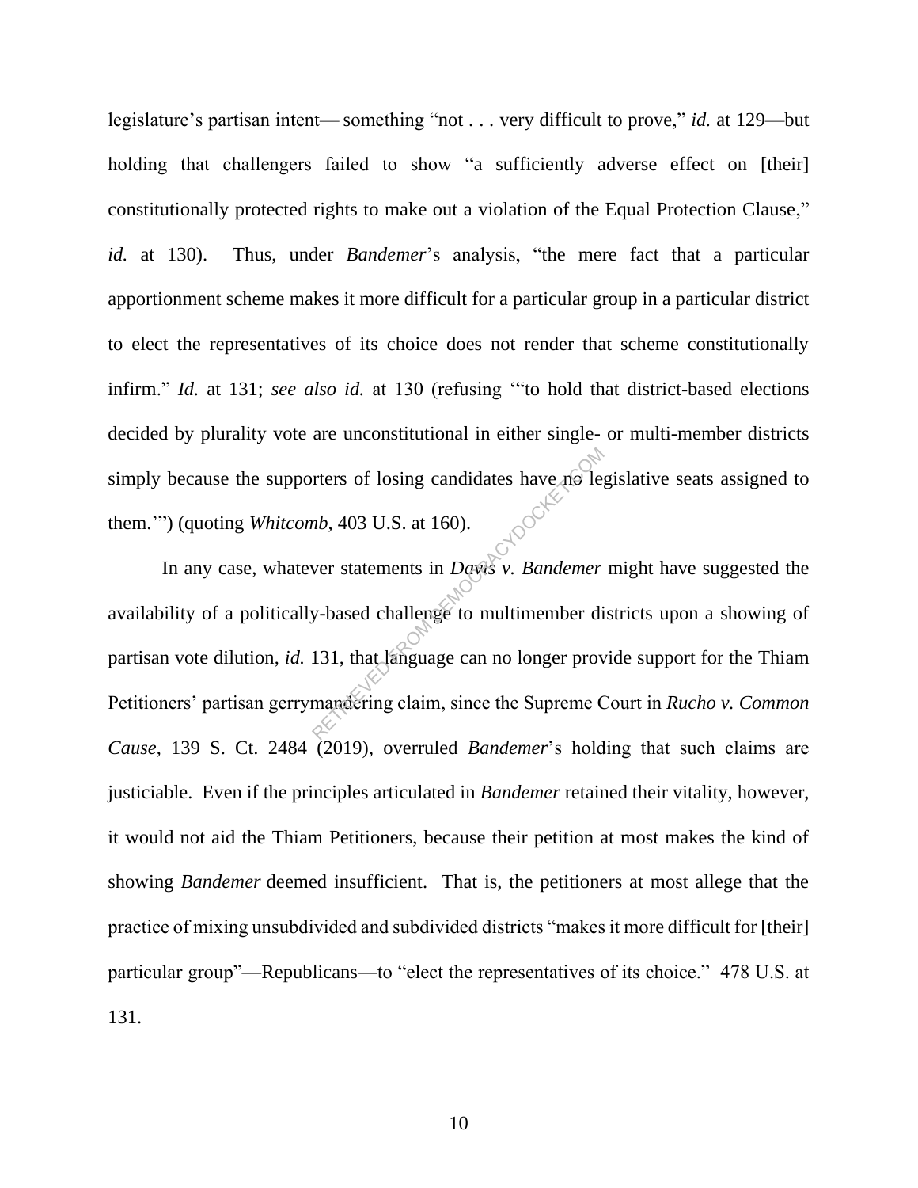legislature's partisan intent— something "not . . . very difficult to prove," *id.* at 129—but holding that challengers failed to show "a sufficiently adverse effect on [their] constitutionally protected rights to make out a violation of the Equal Protection Clause," *id.* at 130). Thus, under *Bandemer*'s analysis, "the mere fact that a particular apportionment scheme makes it more difficult for a particular group in a particular district to elect the representatives of its choice does not render that scheme constitutionally infirm." *Id.* at 131; *see also id.* at 130 (refusing '"to hold that district-based elections decided by plurality vote are unconstitutional in either single- or multi-member districts simply because the supporters of losing candidates have no legislative seats assigned to them.'") (quoting *Whitcomb*, 403 U.S. at 160).

In any case, whatever statements in *Davis v. Bandemer* might have suggested the availability of a politically-based challenge to multimember districts upon a showing of partisan vote dilution, *id.* 131, that language can no longer provide support for the Thiam Petitioners' partisan gerrymandering claim, since the Supreme Court in *Rucho v. Common Cause*, 139 S. Ct. 2484 (2019), overruled *Bandemer*'s holding that such claims are justiciable. Even if the principles articulated in *Bandemer* retained their vitality, however, it would not aid the Thiam Petitioners, because their petition at most makes the kind of showing *Bandemer* deemed insufficient. That is, the petitioners at most allege that the practice of mixing unsubdivided and subdivided districts "makes it more difficult for [their] particular group"—Republicans—to "elect the representatives of its choice." 478 U.S. at 131.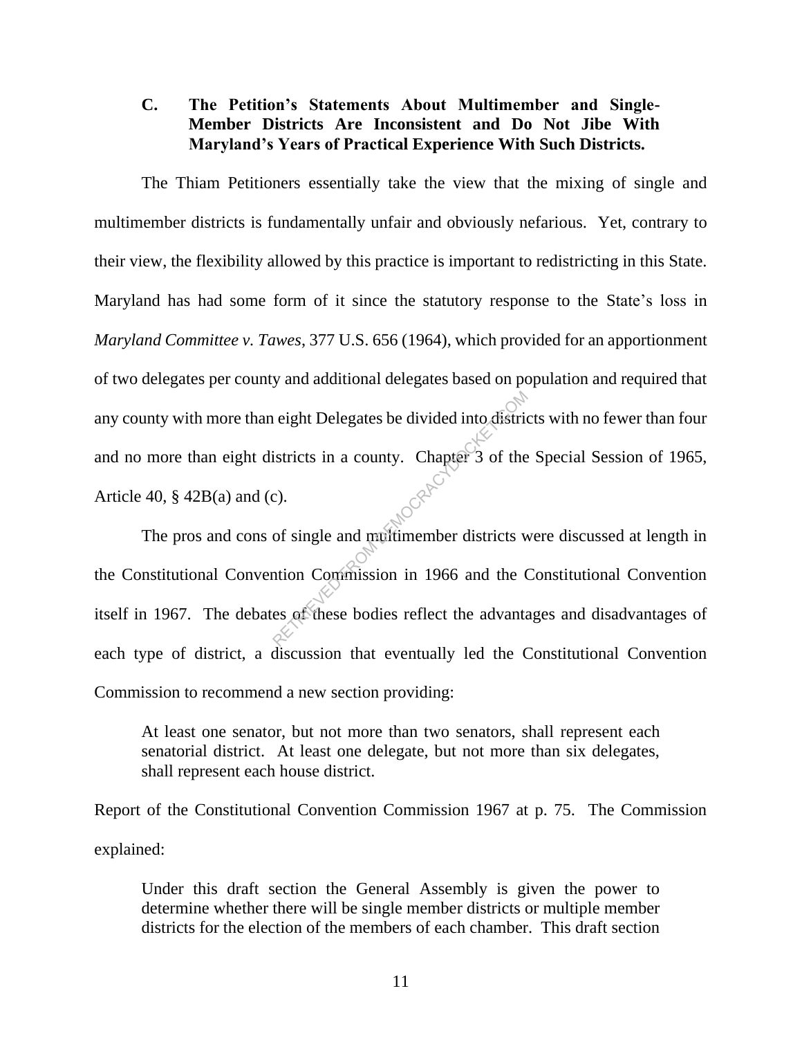### C. The Petition's Statements About Multimember and Single-Member Districts Are Inconsistent and Do Not Jibe With Maryland's Years of Practical Experience With Such Districts.

The Thiam Petitioners essentially take the view that the mixing of single and multimember districts is fundamentally unfair and obviously nefarious. Yet, contrary to their view, the flexibility allowed by this practice is important to redistricting in this State. Maryland has had some form of it since the statutory response to the State's loss in *Maryland Committee v. Tawes*, 377 U.S. 656 (1964), which provided for an apportionment of two delegates per county and additional delegates based on population and required that any county with more than eight Delegates be divided into districts with no fewer than four and no more than eight districts in a county. Chapter 3 of the Special Session of 1965, Article 40, § 42B(a) and (c).

The pros and cons of single and multimember districts were discussed at length in the Constitutional Convention Commission in 1966 and the Constitutional Convention itself in 1967. The debates of these bodies reflect the advantages and disadvantages of each type of district, a discussion that eventually led the Constitutional Convention Commission to recommend a new section providing:

> At least one senator, but not more than two senators, shall represent each senatorial district. At least one delegate, but not more than six delegates, shall represent each house district.

Report of the Constitutional Convention Commission 1967 at p. 75. The Commission explained:

> Under this draft section the General Assembly is given the power to determine whether there will be single member districts or multiple member districts for the election of the members of each chamber. This draft section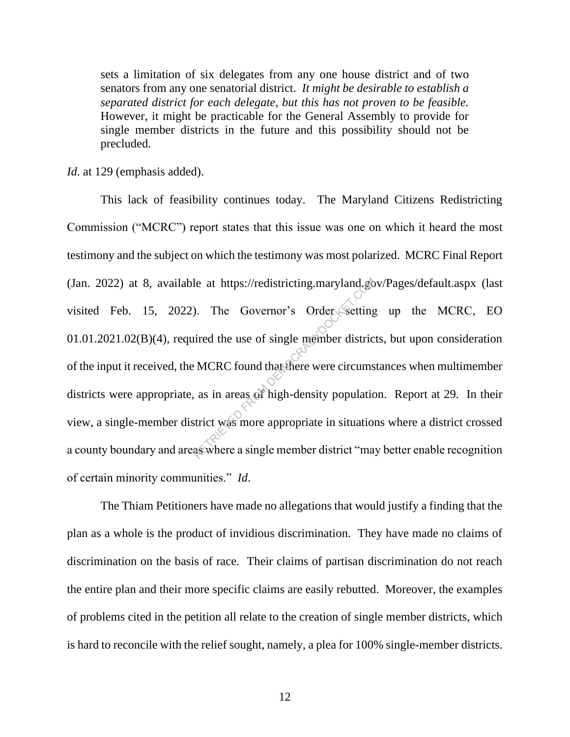> sets a limitation of six delegates from any one house district and of two senators from any one senatorial district. *It might be desirable to establish a separated district for each delegate, but this has not proven to be feasible.* However, it might be practicable for the General Assembly to provide for single member districts in the future and this possibility should not be precluded.

*Id*. at 129 (emphasis added).

This lack of feasibility continues today. The Maryland Citizens Redistricting Commission ("MCRC") report states that this issue was one on which it heard the most testimony and the subject on which the testimony was most polarized. MCRC Final Report (Jan. 2022) at 8, available at https://redistricting.maryland.gov/Pages/default.aspx (last visited Feb. 15, 2022). The Governor's Order setting up the MCRC, EO 01.01.2021.02(B)(4), required the use of single member districts, but upon consideration of the input it received, the MCRC found that there were circumstances when multimember districts were appropriate, as in areas of high-density population. Report at 29. In their view, a single-member district was more appropriate in situations where a district crossed a county boundary and areas where a single member district "may better enable recognition of certain minority communities." *Id*.

The Thiam Petitioners have made no allegations that would justify a finding that the plan as a whole is the product of invidious discrimination. They have made no claims of discrimination on the basis of race. Their claims of partisan discrimination do not reach the entire plan and their more specific claims are easily rebutted. Moreover, the examples of problems cited in the petition all relate to the creation of single member districts, which is hard to reconcile with the relief sought, namely, a plea for 100% single-member districts.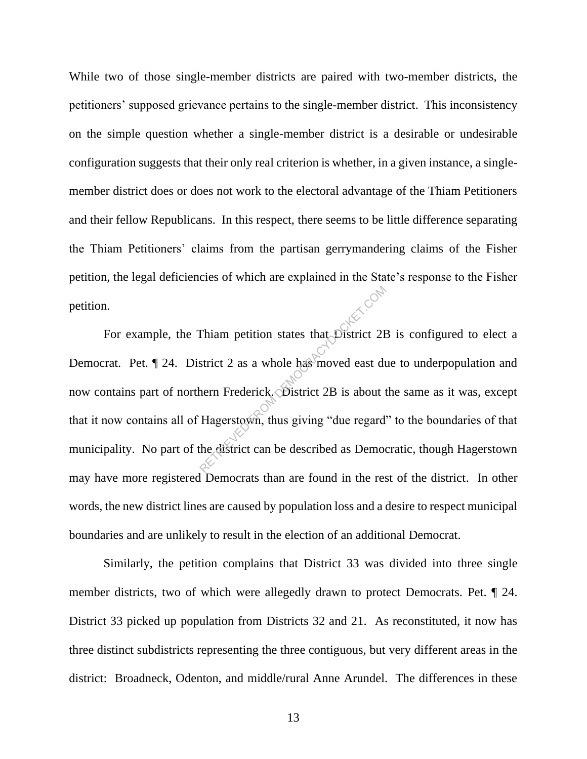While two of those single-member districts are paired with two-member districts, the petitioners' supposed grievance pertains to the single-member district. This inconsistency on the simple question whether a single-member district is a desirable or undesirable configuration suggests that their only real criterion is whether, in a given instance, a single-member district does or does not work to the electoral advantage of the Thiam Petitioners and their fellow Republicans. In this respect, there seems to be little difference separating the Thiam Petitioners' claims from the partisan gerrymandering claims of the Fisher petition, the legal deficiencies of which are explained in the State's response to the Fisher petition.

For example, the Thiam petition states that District 2B is configured to elect a Democrat. Pet. ¶ 24. District 2 as a whole has moved east due to underpopulation and now contains part of northern Frederick. District 2B is about the same as it was, except that it now contains all of Hagerstown, thus giving "due regard" to the boundaries of that municipality. No part of the district can be described as Democratic, though Hagerstown may have more registered Democrats than are found in the rest of the district. In other words, the new district lines are caused by population loss and a desire to respect municipal boundaries and are unlikely to result in the election of an additional Democrat.

Similarly, the petition complains that District 33 was divided into three single member districts, two of which were allegedly drawn to protect Democrats. Pet. ¶ 24. District 33 picked up population from Districts 32 and 21. As reconstituted, it now has three distinct subdistricts representing the three contiguous, but very different areas in the district: Broadneck, Odenton, and middle/rural Anne Arundel. The differences in these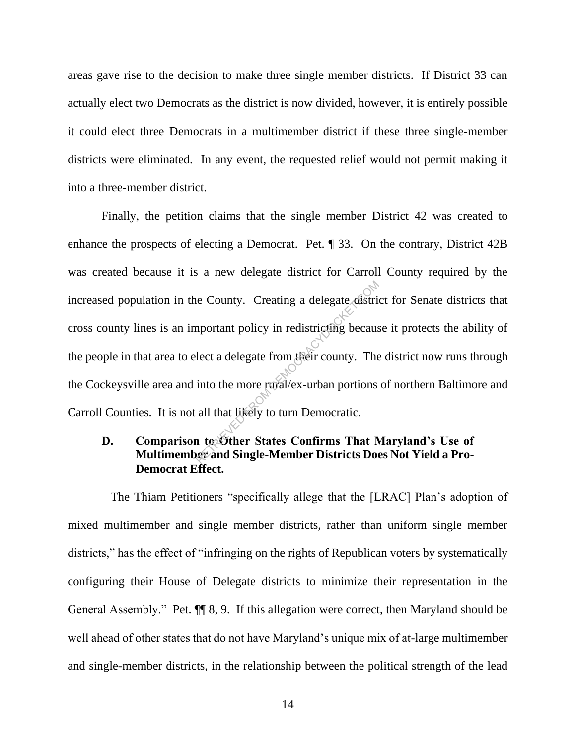areas gave rise to the decision to make three single member districts. If District 33 can actually elect two Democrats as the district is now divided, however, it is entirely possible it could elect three Democrats in a multimember district if these three single-member districts were eliminated. In any event, the requested relief would not permit making it into a three-member district.

Finally, the petition claims that the single member District 42 was created to enhance the prospects of electing a Democrat. Pet. ¶ 33. On the contrary, District 42B was created because it is a new delegate district for Carroll County required by the increased population in the County. Creating a delegate district for Senate districts that cross county lines is an important policy in redistricting because it protects the ability of the people in that area to elect a delegate from their county. The district now runs through the Cockeysville area and into the more rural/ex-urban portions of northern Baltimore and Carroll Counties. It is not all that likely to turn Democratic.

### D. Comparison to Other States Confirms That Maryland's Use of Multimember and Single-Member Districts Does Not Yield a Pro-Democrat Effect.

The Thiam Petitioners "specifically allege that the [LRAC] Plan's adoption of mixed multimember and single member districts, rather than uniform single member districts," has the effect of "infringing on the rights of Republican voters by systematically configuring their House of Delegate districts to minimize their representation in the General Assembly." Pet. ¶¶ 8, 9. If this allegation were correct, then Maryland should be well ahead of other states that do not have Maryland's unique mix of at-large multimember and single-member districts, in the relationship between the political strength of the lead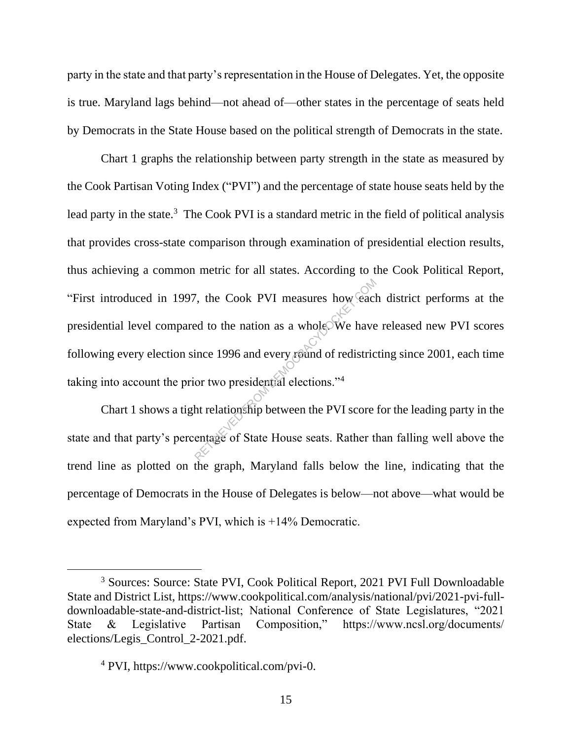party in the state and that party's representation in the House of Delegates. Yet, the opposite is true. Maryland lags behind—not ahead of—other states in the percentage of seats held by Democrats in the State House based on the political strength of Democrats in the state.

Chart 1 graphs the relationship between party strength in the state as measured by the Cook Partisan Voting Index ("PVI") and the percentage of state house seats held by the lead party in the state.[3] The Cook PVI is a standard metric in the field of political analysis that provides cross-state comparison through examination of presidential election results, thus achieving a common metric for all states. According to the Cook Political Report, "First introduced in 1997, the Cook PVI measures how each district performs at the presidential level compared to the nation as a whole. We have released new PVI scores following every election since 1996 and every round of redistricting since 2001, each time taking into account the prior two presidential elections."[4]

Chart 1 shows a tight relationship between the PVI score for the leading party in the state and that party's percentage of State House seats. Rather than falling well above the trend line as plotted on the graph, Maryland falls below the line, indicating that the percentage of Democrats in the House of Delegates is below—not above—what would be expected from Maryland's PVI, which is +14% Democratic.

---

[3] Sources: Source: State PVI, Cook Political Report, 2021 PVI Full Downloadable State and District List, https://www.cookpolitical.com/analysis/national/pvi/2021-pvi-full-downloadable-state-and-district-list; National Conference of State Legislatures, "2021 State & Legislative Partisan Composition," https://www.ncsl.org/documents/elections/Legis_Control_2-2021.pdf.

[4] PVI, https://www.cookpolitical.com/pvi-0.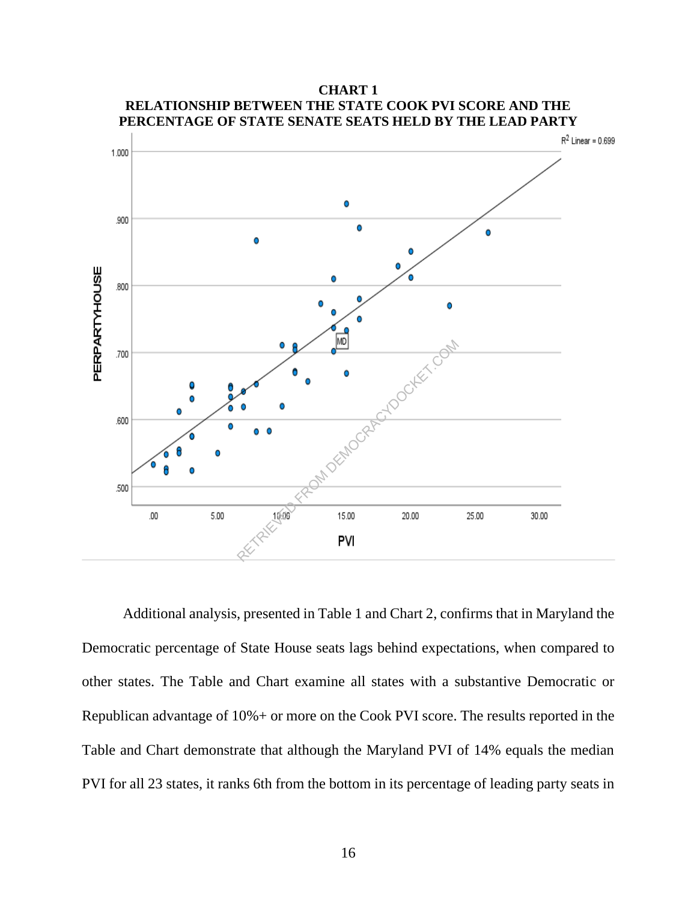**CHART 1**
**RELATIONSHIP BETWEEN THE STATE COOK PVI SCORE AND THE PERCENTAGE OF STATE SENATE SEATS HELD BY THE LEAD PARTY**

$R^2$ Linear = 0.699

PERPARTYHOUSE

1.000
.900
.800
.700
.600
.500

MD

.00
5.00
10.00
15.00
20.00
25.00
30.00

PVI

Additional analysis, presented in Table 1 and Chart 2, confirms that in Maryland the Democratic percentage of State House seats lags behind expectations, when compared to other states. The Table and Chart examine all states with a substantive Democratic or Republican advantage of 10%+ or more on the Cook PVI score. The results reported in the Table and Chart demonstrate that although the Maryland PVI of 14% equals the median PVI for all 23 states, it ranks 6th from the bottom in its percentage of leading party seats in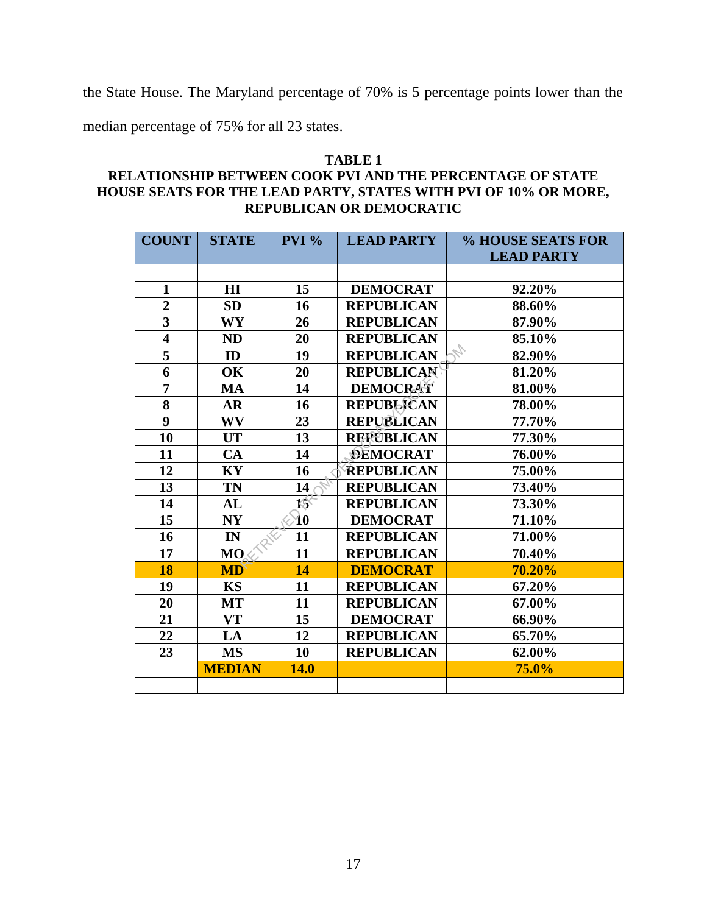the State House. The Maryland percentage of 70% is 5 percentage points lower than the median percentage of 75% for all 23 states.

**TABLE 1**
**RELATIONSHIP BETWEEN COOK PVI AND THE PERCENTAGE OF STATE HOUSE SEATS FOR THE LEAD PARTY, STATES WITH PVI OF 10% OR MORE, REPUBLICAN OR DEMOCRATIC**

| COUNT | STATE | PVI % | LEAD PARTY | % HOUSE SEATS FOR LEAD PARTY |
|---|---|---|---|---|
| | | | | |
| 1 | HI | 15 | DEMOCRAT | 92.20% |
| 2 | SD | 16 | REPUBLICAN | 88.60% |
| 3 | WY | 26 | REPUBLICAN | 87.90% |
| 4 | ND | 20 | REPUBLICAN | 85.10% |
| 5 | ID | 19 | REPUBLICAN | 82.90% |
| 6 | OK | 20 | REPUBLICAN | 81.20% |
| 7 | MA | 14 | DEMOCRAT | 81.00% |
| 8 | AR | 16 | REPUBLICAN | 78.00% |
| 9 | WV | 23 | REPUBLICAN | 77.70% |
| 10 | UT | 13 | REPUBLICAN | 77.30% |
| 11 | CA | 14 | DEMOCRAT | 76.00% |
| 12 | KY | 16 | REPUBLICAN | 75.00% |
| 13 | TN | 14 | REPUBLICAN | 73.40% |
| 14 | AL | 15 | REPUBLICAN | 73.30% |
| 15 | NY | 10 | DEMOCRAT | 71.10% |
| 16 | IN | 11 | REPUBLICAN | 71.00% |
| 17 | MO | 11 | REPUBLICAN | 70.40% |
| 18 | MD | 14 | DEMOCRAT | 70.20% |
| 19 | KS | 11 | REPUBLICAN | 67.20% |
| 20 | MT | 11 | REPUBLICAN | 67.00% |
| 21 | VT | 15 | DEMOCRAT | 66.90% |
| 22 | LA | 12 | REPUBLICAN | 65.70% |
| 23 | MS | 10 | REPUBLICAN | 62.00% |
| | MEDIAN | 14.0 | | 75.0% |
| | | | | |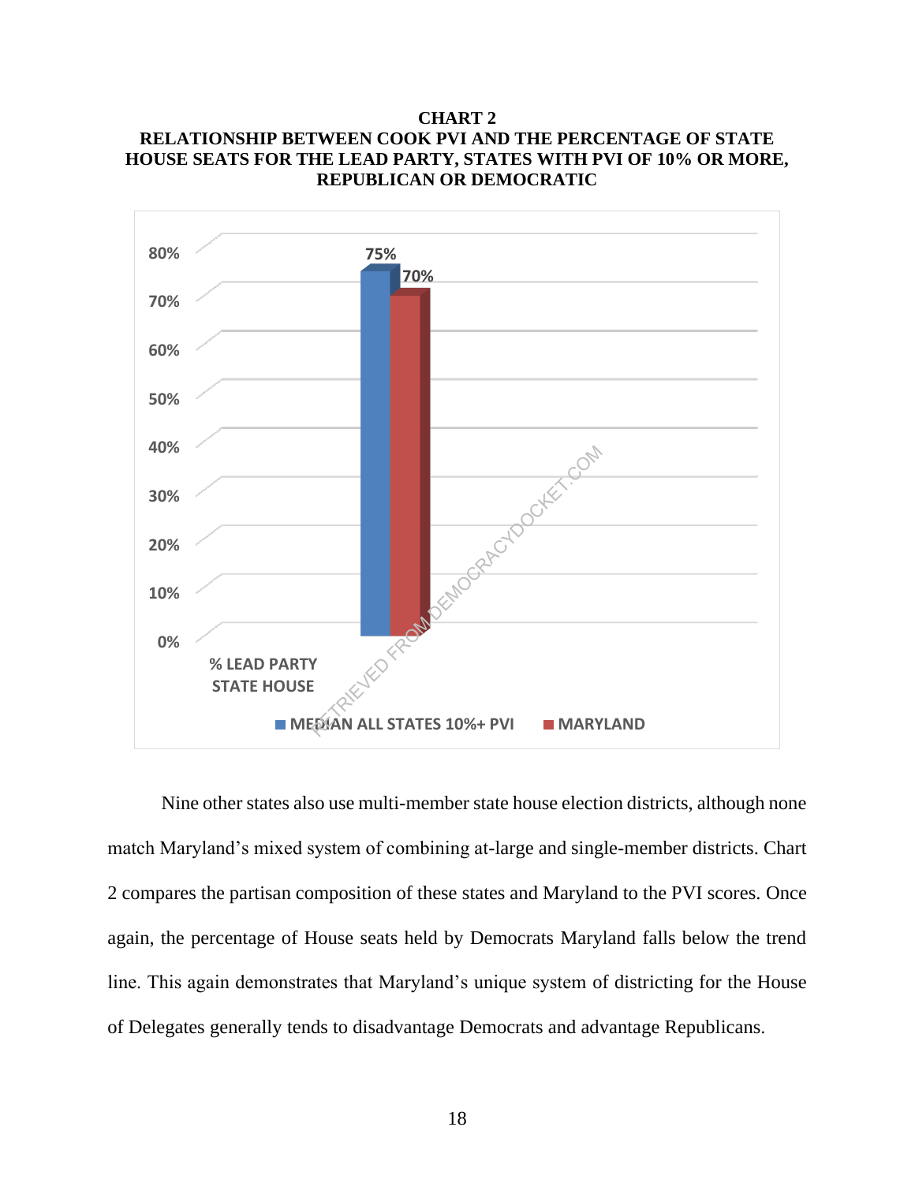**CHART 2**
**RELATIONSHIP BETWEEN COOK PVI AND THE PERCENTAGE OF STATE HOUSE SEATS FOR THE LEAD PARTY, STATES WITH PVI OF 10% OR MORE, REPUBLICAN OR DEMOCRATIC**

80%
70%
60%
50%
40%
30%
20%
10%
0%

75%
70%

% LEAD PARTY STATE HOUSE

MEDIAN ALL STATES 10%+ PVI
MARYLAND

Nine other states also use multi-member state house election districts, although none match Maryland's mixed system of combining at-large and single-member districts. Chart 2 compares the partisan composition of these states and Maryland to the PVI scores. Once again, the percentage of House seats held by Democrats Maryland falls below the trend line. This again demonstrates that Maryland's unique system of districting for the House of Delegates generally tends to disadvantage Democrats and advantage Republicans.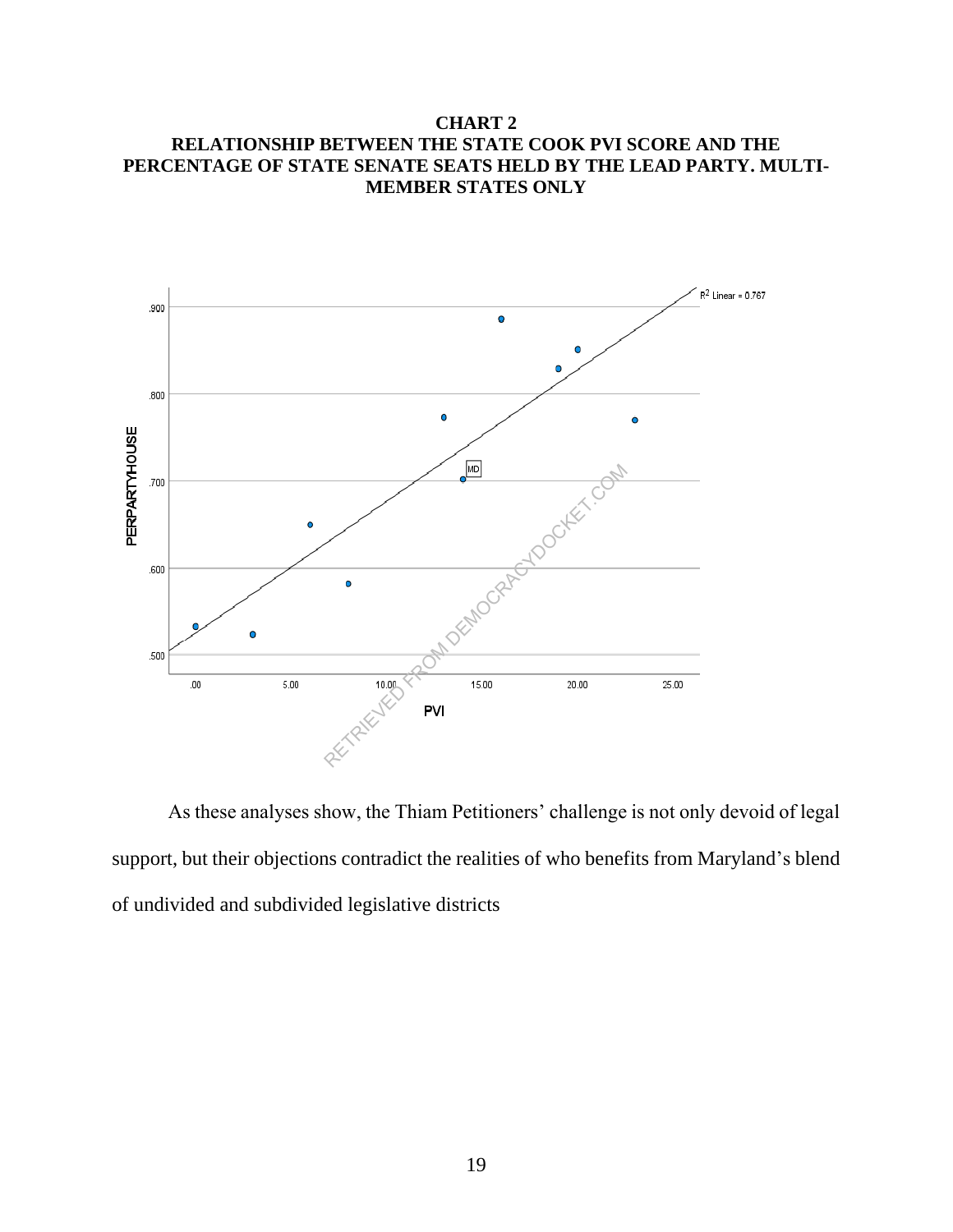**CHART 2**
**RELATIONSHIP BETWEEN THE STATE COOK PVI SCORE AND THE PERCENTAGE OF STATE SENATE SEATS HELD BY THE LEAD PARTY. MULTI-MEMBER STATES ONLY**

$R^2$ Linear = 0.767

.900
.800
.700
.600
.500

PERPARTYHOUSE

MD

.00
5.00
10.00
15.00
20.00
25.00

PVI

As these analyses show, the Thiam Petitioners' challenge is not only devoid of legal support, but their objections contradict the realities of who benefits from Maryland's blend of undivided and subdivided legislative districts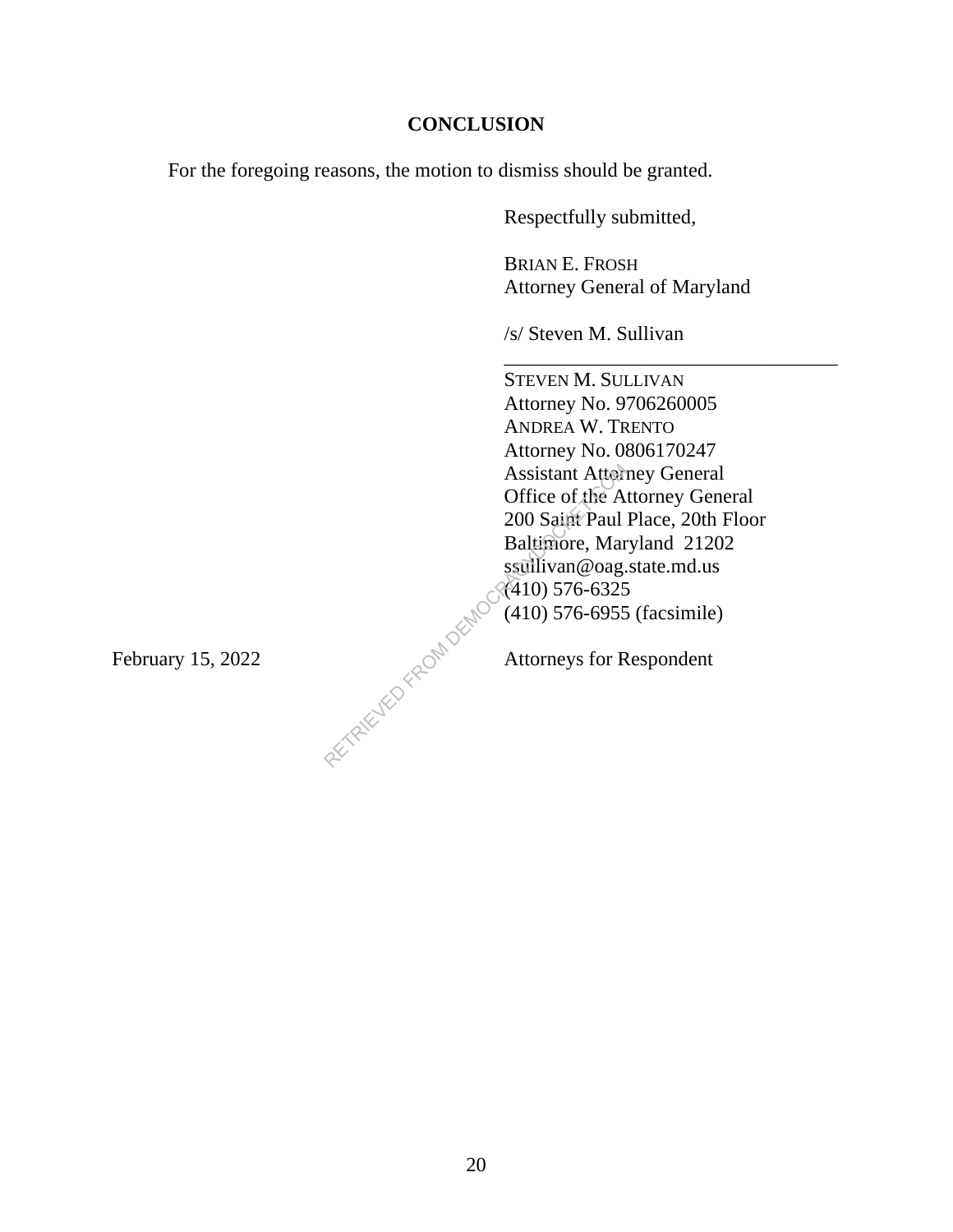## CONCLUSION

For the foregoing reasons, the motion to dismiss should be granted.

Respectfully submitted,

BRIAN E. FROSH
Attorney General of Maryland

/s/ Steven M. Sullivan
\_\_\_\_\_\_\_\_\_\_\_\_\_\_\_\_\_\_\_\_\_\_\_\_\_\_\_\_\_\_\_\_\_\_
STEVEN M. SULLIVAN
Attorney No. 9706260005
ANDREA W. TRENTO
Attorney No. 0806170247
Assistant Attorney General
Office of the Attorney General
200 Saint Paul Place, 20th Floor
Baltimore, Maryland 21202
ssullivan@oag.state.md.us
(410) 576-6325
(410) 576-6955 (facsimile)

February 15, 2022

Attorneys for Respondent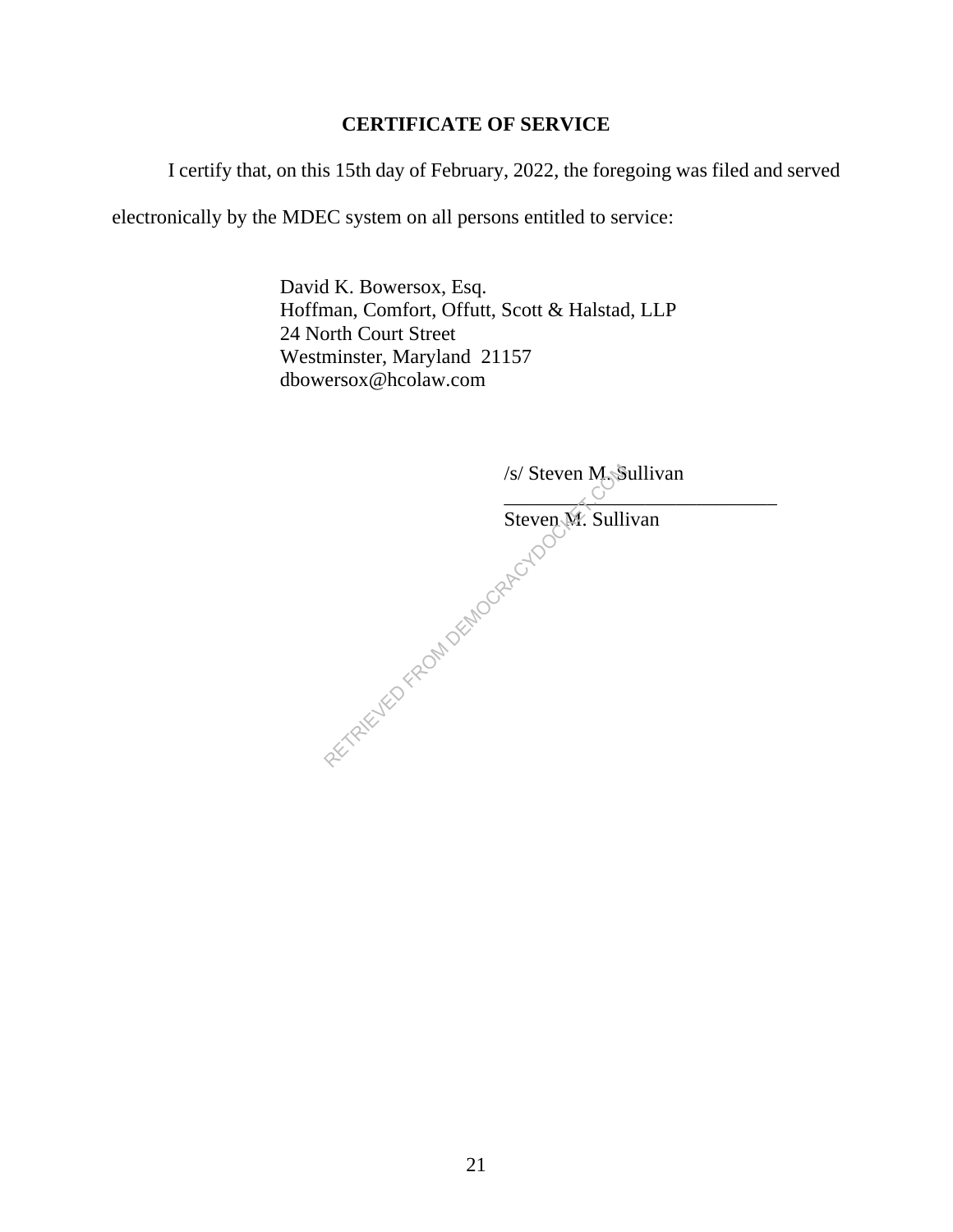## CERTIFICATE OF SERVICE

I certify that, on this 15th day of February, 2022, the foregoing was filed and served electronically by the MDEC system on all persons entitled to service:

David K. Bowersox, Esq.
Hoffman, Comfort, Offutt, Scott & Halstad, LLP
24 North Court Street
Westminster, Maryland 21157
dbowersox@hcolaw.com

/s/ Steven M. Sullivan
___________________________
Steven M. Sullivan